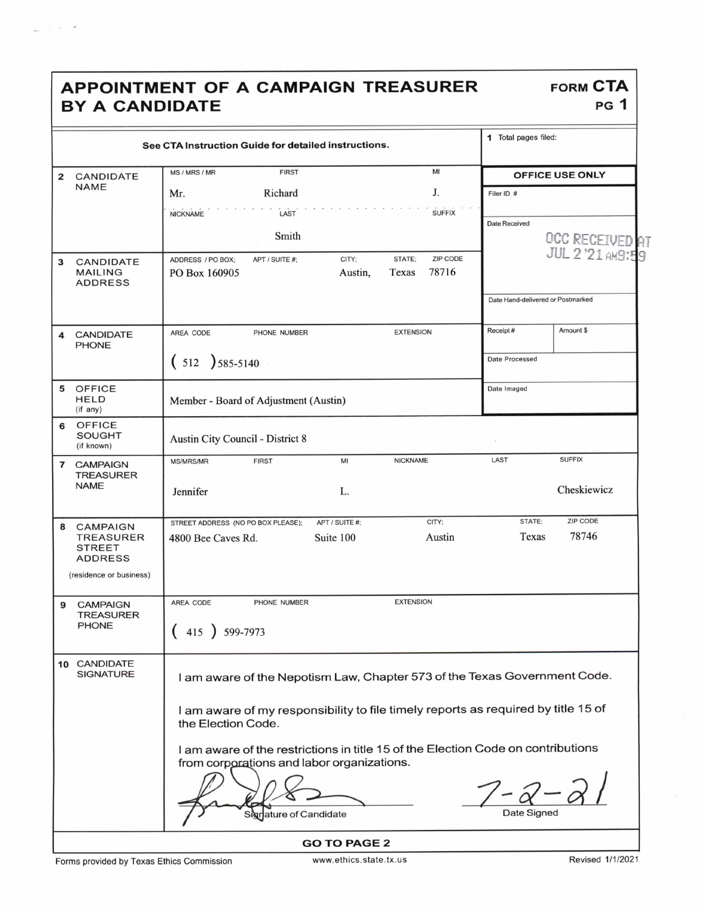# APPOINTMENT OF A CAMPAIGN TREASURER BY A CANDIDATE

**FORM CTA**
**PG 1**

See CTA Instruction Guide for detailed instructions.

**1** Total pages filed:

**OFFICE USE ONLY**

Filer ID #

Date Received: OCC RECEIVED AT JUL 2 '21 AM9:59

Date Hand-delivered or Postmarked

Receipt # | Amount $

Date Processed

Date Imaged

| | | |
|---|---|---|
| **2** CANDIDATE NAME | MS / MRS / MR: Mr. | FIRST: Richard | MI: J. |
| | NICKNAME: | LAST: Smith | SUFFIX: |
| **3** CANDIDATE MAILING ADDRESS | ADDRESS / PO BOX: PO Box 160905 | APT / SUITE #: | CITY: Austin, | STATE: Texas | ZIP CODE: 78716 |
| **4** CANDIDATE PHONE | AREA CODE: (512) | PHONE NUMBER: 585-5140 | EXTENSION: |
| **5** OFFICE HELD (if any) | Member - Board of Adjustment (Austin) |
| **6** OFFICE SOUGHT (if known) | Austin City Council - District 8 |
| **7** CAMPAIGN TREASURER NAME | MS/MRS/MR: | FIRST: Jennifer | MI: L. | NICKNAME: | LAST: Cheskiewicz | SUFFIX: |
| **8** CAMPAIGN TREASURER STREET ADDRESS (residence or business) | STREET ADDRESS (NO PO BOX PLEASE): 4800 Bee Caves Rd. | APT / SUITE #: Suite 100 | CITY: Austin | STATE: Texas | ZIP CODE: 78746 |
| **9** CAMPAIGN TREASURER PHONE | AREA CODE: (415) | PHONE NUMBER: 599-7973 | EXTENSION: |

**10** CANDIDATE SIGNATURE

I am aware of the Nepotism Law, Chapter 573 of the Texas Government Code.

I am aware of my responsibility to file timely reports as required by title 15 of the Election Code.

I am aware of the restrictions in title 15 of the Election Code on contributions from corporations and labor organizations.

[Signature]
Signature of Candidate

7-2-21
Date Signed

**GO TO PAGE 2**

Forms provided by Texas Ethics Commission | www.ethics.state.tx.us | Revised 1/1/2021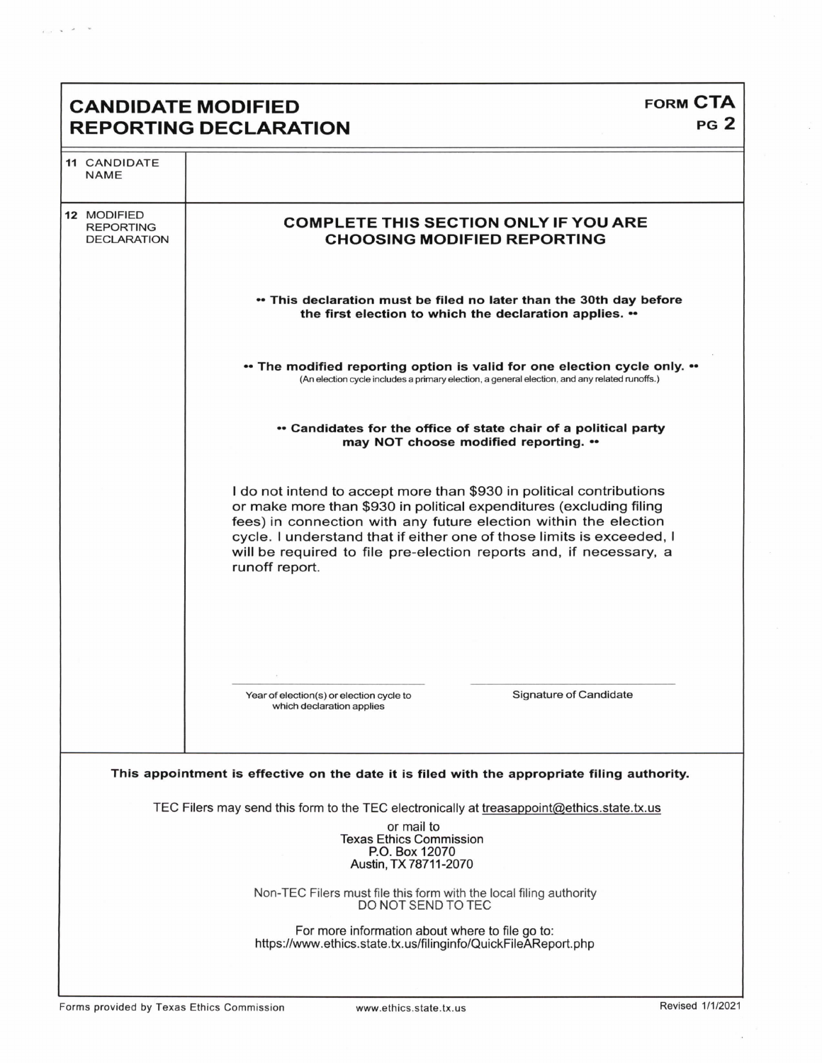# CANDIDATE MODIFIED REPORTING DECLARATION

**FORM CTA**
**PG 2**

| | |
|---|---|
| 11 CANDIDATE NAME | |
| 12 MODIFIED REPORTING DECLARATION | **COMPLETE THIS SECTION ONLY IF YOU ARE CHOOSING MODIFIED REPORTING** |

**•• This declaration must be filed no later than the 30th day before the first election to which the declaration applies. ••**

**•• The modified reporting option is valid for one election cycle only. ••**
(An election cycle includes a primary election, a general election, and any related runoffs.)

**•• Candidates for the office of state chair of a political party may NOT choose modified reporting. ••**

I do not intend to accept more than $930 in political contributions or make more than $930 in political expenditures (excluding filing fees) in connection with any future election within the election cycle. I understand that if either one of those limits is exceeded, I will be required to file pre-election reports and, if necessary, a runoff report.

_______________________________
Year of election(s) or election cycle to which declaration applies

_______________________________
Signature of Candidate

**This appointment is effective on the date it is filed with the appropriate filing authority.**

TEC Filers may send this form to the TEC electronically at treasappoint@ethics.state.tx.us

or mail to
Texas Ethics Commission
P.O. Box 12070
Austin, TX 78711-2070

Non-TEC Filers must file this form with the local filing authority
DO NOT SEND TO TEC

For more information about where to file go to:
https://www.ethics.state.tx.us/filinginfo/QuickFileAReport.php

Forms provided by Texas Ethics Commission www.ethics.state.tx.us Revised 1/1/2021